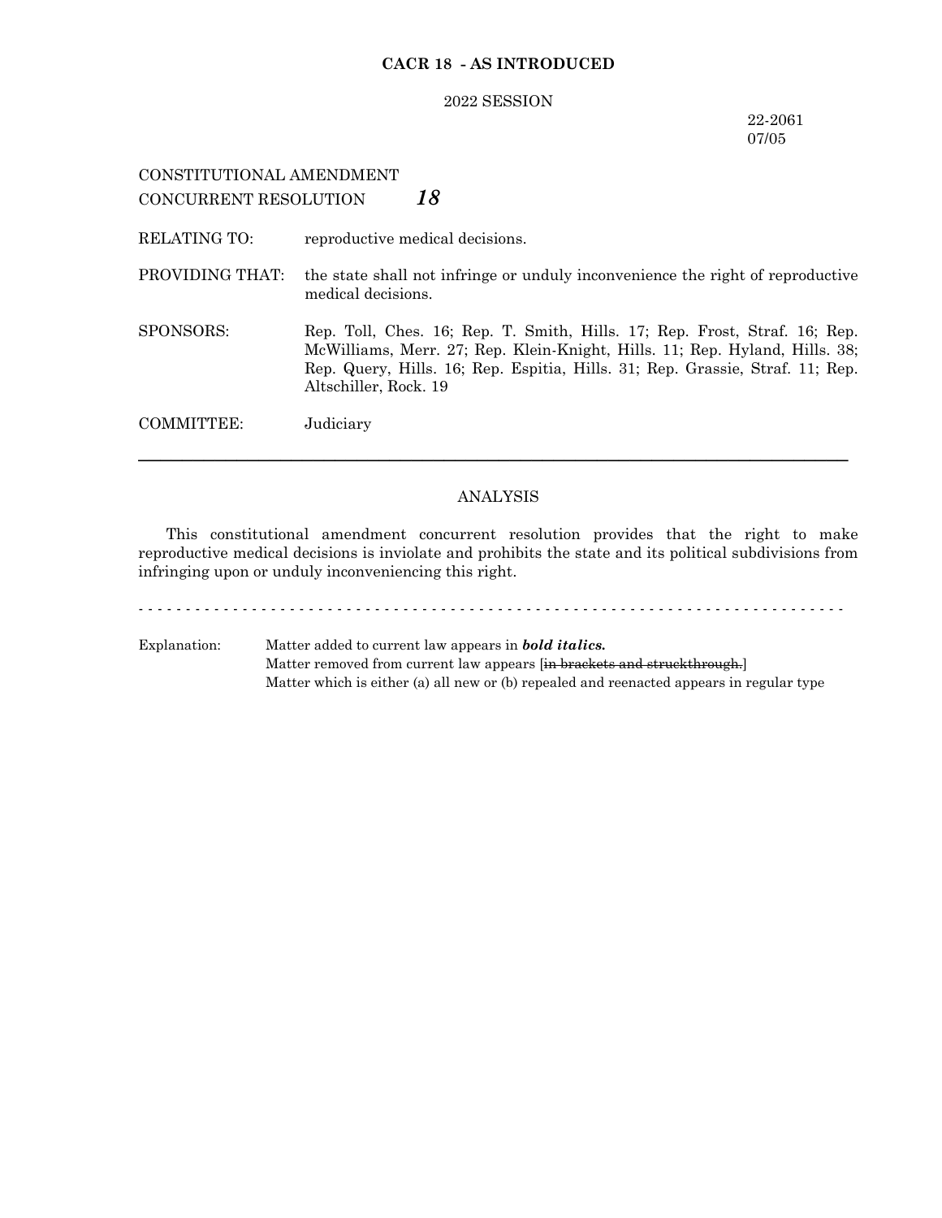**CACR 18 - AS INTRODUCED**

2022 SESSION

22-2061
07/05

CONSTITUTIONAL AMENDMENT
CONCURRENT RESOLUTION ***18***

RELATING TO: reproductive medical decisions.

PROVIDING THAT: the state shall not infringe or unduly inconvenience the right of reproductive medical decisions.

SPONSORS: Rep. Toll, Ches. 16; Rep. T. Smith, Hills. 17; Rep. Frost, Straf. 16; Rep. McWilliams, Merr. 27; Rep. Klein-Knight, Hills. 11; Rep. Hyland, Hills. 38; Rep. Query, Hills. 16; Rep. Espitia, Hills. 31; Rep. Grassie, Straf. 11; Rep. Altschiller, Rock. 19

COMMITTEE: Judiciary

---

ANALYSIS

This constitutional amendment concurrent resolution provides that the right to make reproductive medical decisions is inviolate and prohibits the state and its political subdivisions from infringing upon or unduly inconveniencing this right.

- - - - - - - - - - - - - - - - - - - - - - - - - - - - - - - - - - - - - - - - - - - - - - - - - - - - - - - - - - - - - - - - - - - - - - - - - - -

Explanation: Matter added to current law appears in ***bold italics.***
Matter removed from current law appears [~~in brackets and struckthrough.~~]
Matter which is either (a) all new or (b) repealed and reenacted appears in regular type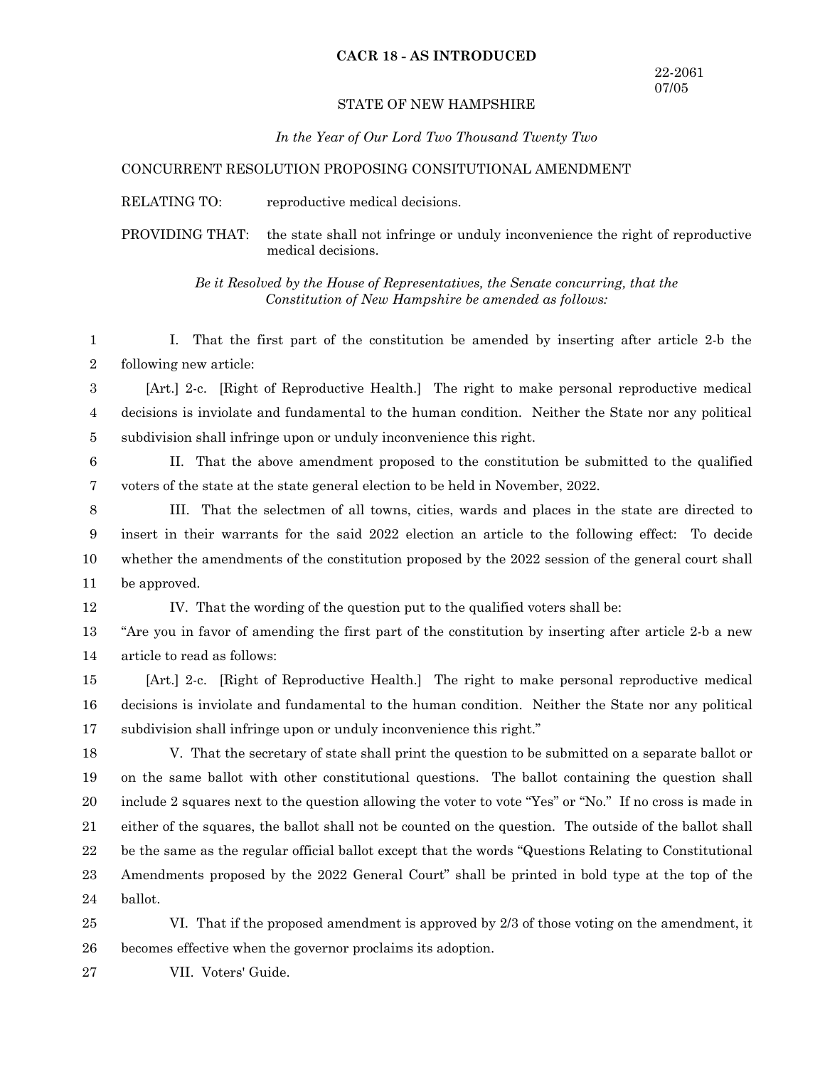**CACR 18 - AS INTRODUCED**

22-2061
07/05

STATE OF NEW HAMPSHIRE

*In the Year of Our Lord Two Thousand Twenty Two*

CONCURRENT RESOLUTION PROPOSING CONSITUTIONAL AMENDMENT

RELATING TO: reproductive medical decisions.

PROVIDING THAT: the state shall not infringe or unduly inconvenience the right of reproductive medical decisions.

*Be it Resolved by the House of Representatives, the Senate concurring, that the Constitution of New Hampshire be amended as follows:*

I. That the first part of the constitution be amended by inserting after article 2-b the following new article:

[Art.] 2-c. [Right of Reproductive Health.] The right to make personal reproductive medical decisions is inviolate and fundamental to the human condition. Neither the State nor any political subdivision shall infringe upon or unduly inconvenience this right.

II. That the above amendment proposed to the constitution be submitted to the qualified voters of the state at the state general election to be held in November, 2022.

III. That the selectmen of all towns, cities, wards and places in the state are directed to insert in their warrants for the said 2022 election an article to the following effect: To decide whether the amendments of the constitution proposed by the 2022 session of the general court shall be approved.

IV. That the wording of the question put to the qualified voters shall be:

"Are you in favor of amending the first part of the constitution by inserting after article 2-b a new article to read as follows:

[Art.] 2-c. [Right of Reproductive Health.] The right to make personal reproductive medical decisions is inviolate and fundamental to the human condition. Neither the State nor any political subdivision shall infringe upon or unduly inconvenience this right."

V. That the secretary of state shall print the question to be submitted on a separate ballot or on the same ballot with other constitutional questions. The ballot containing the question shall include 2 squares next to the question allowing the voter to vote "Yes" or "No." If no cross is made in either of the squares, the ballot shall not be counted on the question. The outside of the ballot shall be the same as the regular official ballot except that the words "Questions Relating to Constitutional Amendments proposed by the 2022 General Court" shall be printed in bold type at the top of the ballot.

VI. That if the proposed amendment is approved by 2/3 of those voting on the amendment, it becomes effective when the governor proclaims its adoption.

VII. Voters' Guide.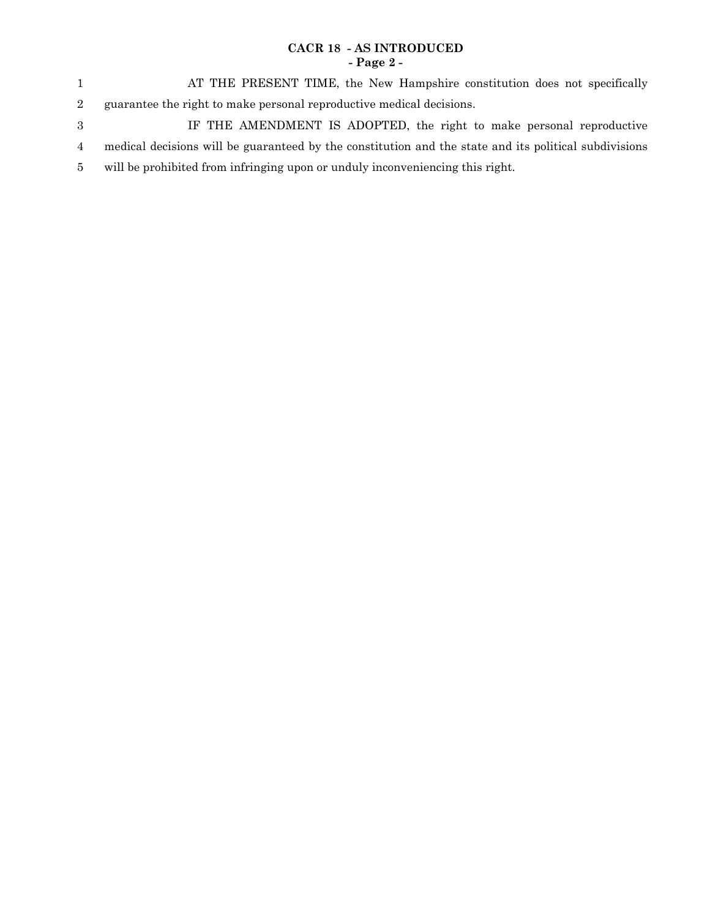AT THE PRESENT TIME, the New Hampshire constitution does not specifically guarantee the right to make personal reproductive medical decisions.

IF THE AMENDMENT IS ADOPTED, the right to make personal reproductive medical decisions will be guaranteed by the constitution and the state and its political subdivisions will be prohibited from infringing upon or unduly inconveniencing this right.